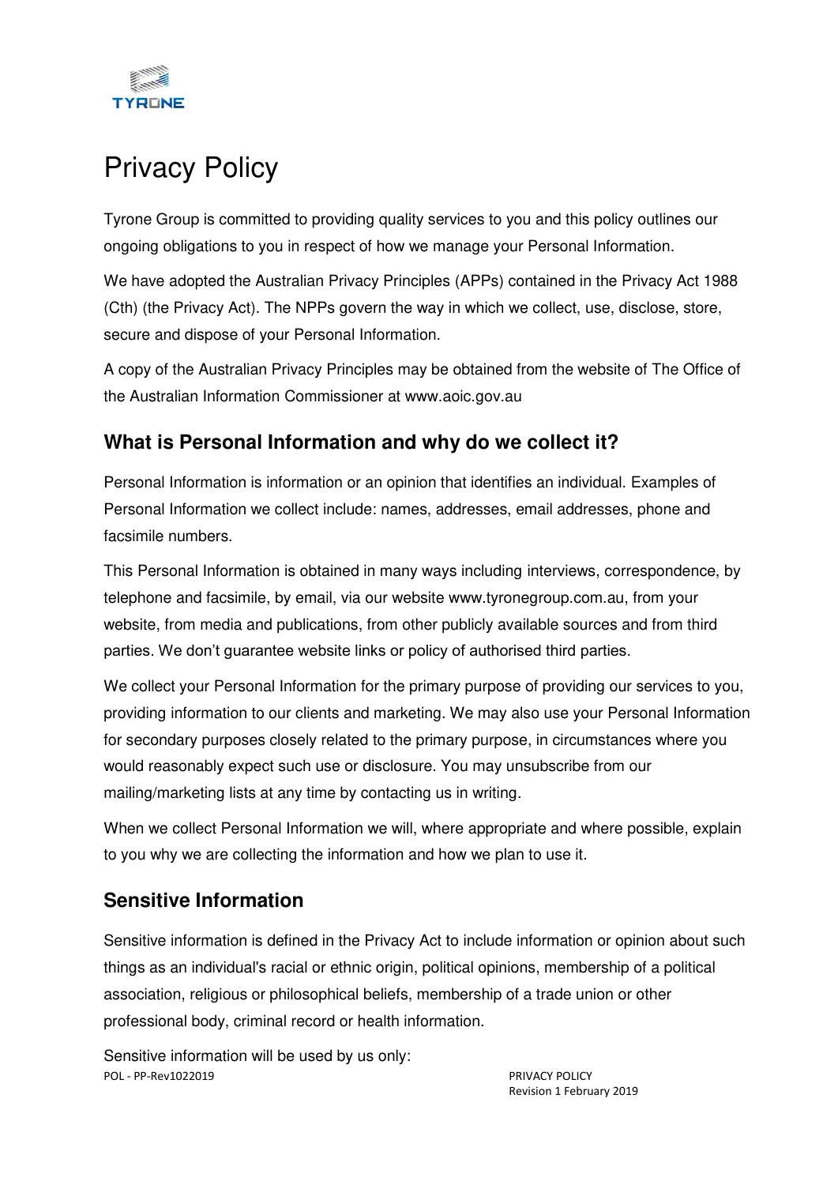# Privacy Policy

Tyrone Group is committed to providing quality services to you and this policy outlines our ongoing obligations to you in respect of how we manage your Personal Information.

We have adopted the Australian Privacy Principles (APPs) contained in the Privacy Act 1988 (Cth) (the Privacy Act). The NPPs govern the way in which we collect, use, disclose, store, secure and dispose of your Personal Information.

A copy of the Australian Privacy Principles may be obtained from the website of The Office of the Australian Information Commissioner at www.aoic.gov.au

## What is Personal Information and why do we collect it?

Personal Information is information or an opinion that identifies an individual. Examples of Personal Information we collect include: names, addresses, email addresses, phone and facsimile numbers.

This Personal Information is obtained in many ways including interviews, correspondence, by telephone and facsimile, by email, via our website www.tyronegroup.com.au, from your website, from media and publications, from other publicly available sources and from third parties. We don't guarantee website links or policy of authorised third parties.

We collect your Personal Information for the primary purpose of providing our services to you, providing information to our clients and marketing. We may also use your Personal Information for secondary purposes closely related to the primary purpose, in circumstances where you would reasonably expect such use or disclosure. You may unsubscribe from our mailing/marketing lists at any time by contacting us in writing.

When we collect Personal Information we will, where appropriate and where possible, explain to you why we are collecting the information and how we plan to use it.

## Sensitive Information

Sensitive information is defined in the Privacy Act to include information or opinion about such things as an individual's racial or ethnic origin, political opinions, membership of a political association, religious or philosophical beliefs, membership of a trade union or other professional body, criminal record or health information.

Sensitive information will be used by us only: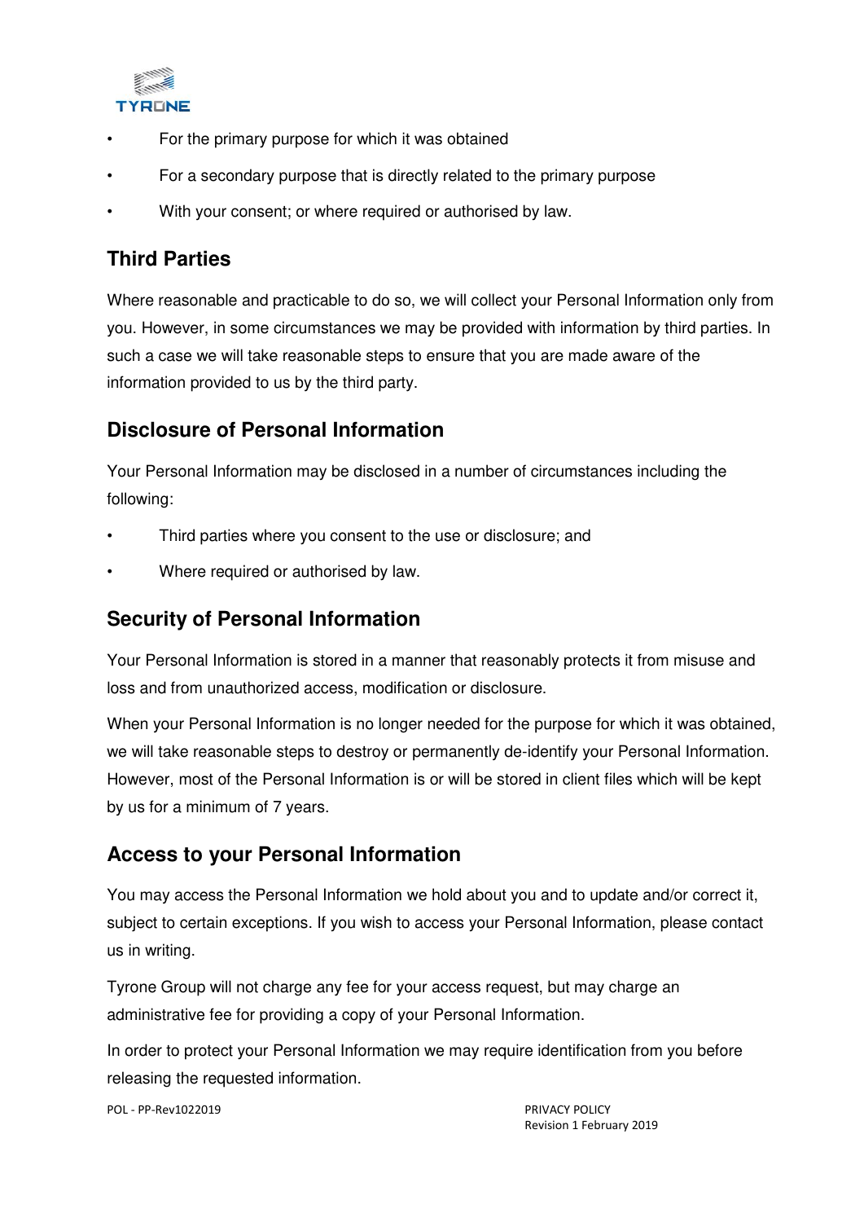- For the primary purpose for which it was obtained
- For a secondary purpose that is directly related to the primary purpose
- With your consent; or where required or authorised by law.

## Third Parties

Where reasonable and practicable to do so, we will collect your Personal Information only from you. However, in some circumstances we may be provided with information by third parties. In such a case we will take reasonable steps to ensure that you are made aware of the information provided to us by the third party.

## Disclosure of Personal Information

Your Personal Information may be disclosed in a number of circumstances including the following:

- Third parties where you consent to the use or disclosure; and
- Where required or authorised by law.

## Security of Personal Information

Your Personal Information is stored in a manner that reasonably protects it from misuse and loss and from unauthorized access, modification or disclosure.

When your Personal Information is no longer needed for the purpose for which it was obtained, we will take reasonable steps to destroy or permanently de-identify your Personal Information. However, most of the Personal Information is or will be stored in client files which will be kept by us for a minimum of 7 years.

## Access to your Personal Information

You may access the Personal Information we hold about you and to update and/or correct it, subject to certain exceptions. If you wish to access your Personal Information, please contact us in writing.

Tyrone Group will not charge any fee for your access request, but may charge an administrative fee for providing a copy of your Personal Information.

In order to protect your Personal Information we may require identification from you before releasing the requested information.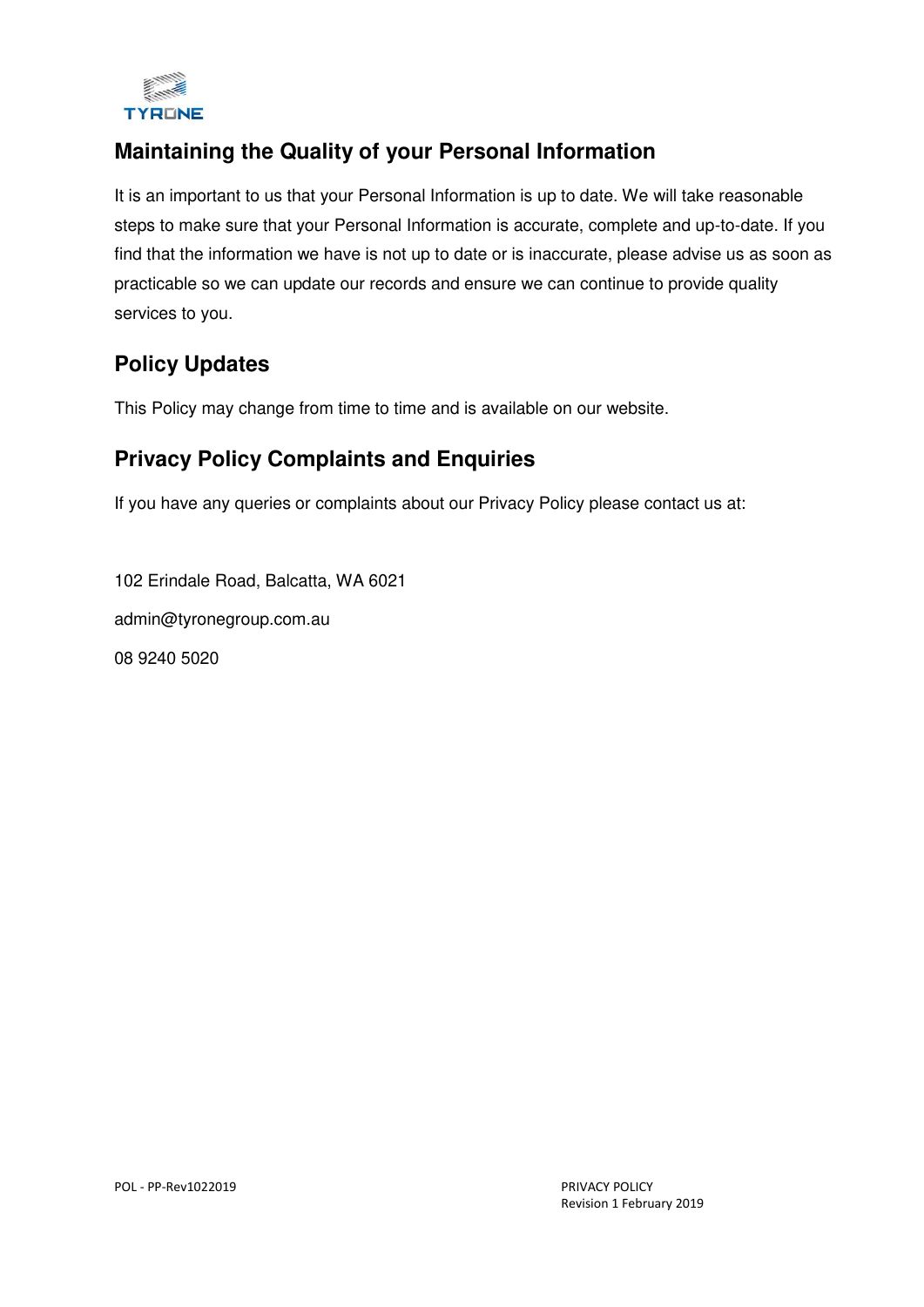## Maintaining the Quality of your Personal Information

It is an important to us that your Personal Information is up to date. We will take reasonable steps to make sure that your Personal Information is accurate, complete and up-to-date. If you find that the information we have is not up to date or is inaccurate, please advise us as soon as practicable so we can update our records and ensure we can continue to provide quality services to you.

## Policy Updates

This Policy may change from time to time and is available on our website.

## Privacy Policy Complaints and Enquiries

If you have any queries or complaints about our Privacy Policy please contact us at:

102 Erindale Road, Balcatta, WA 6021

admin@tyronegroup.com.au

08 9240 5020